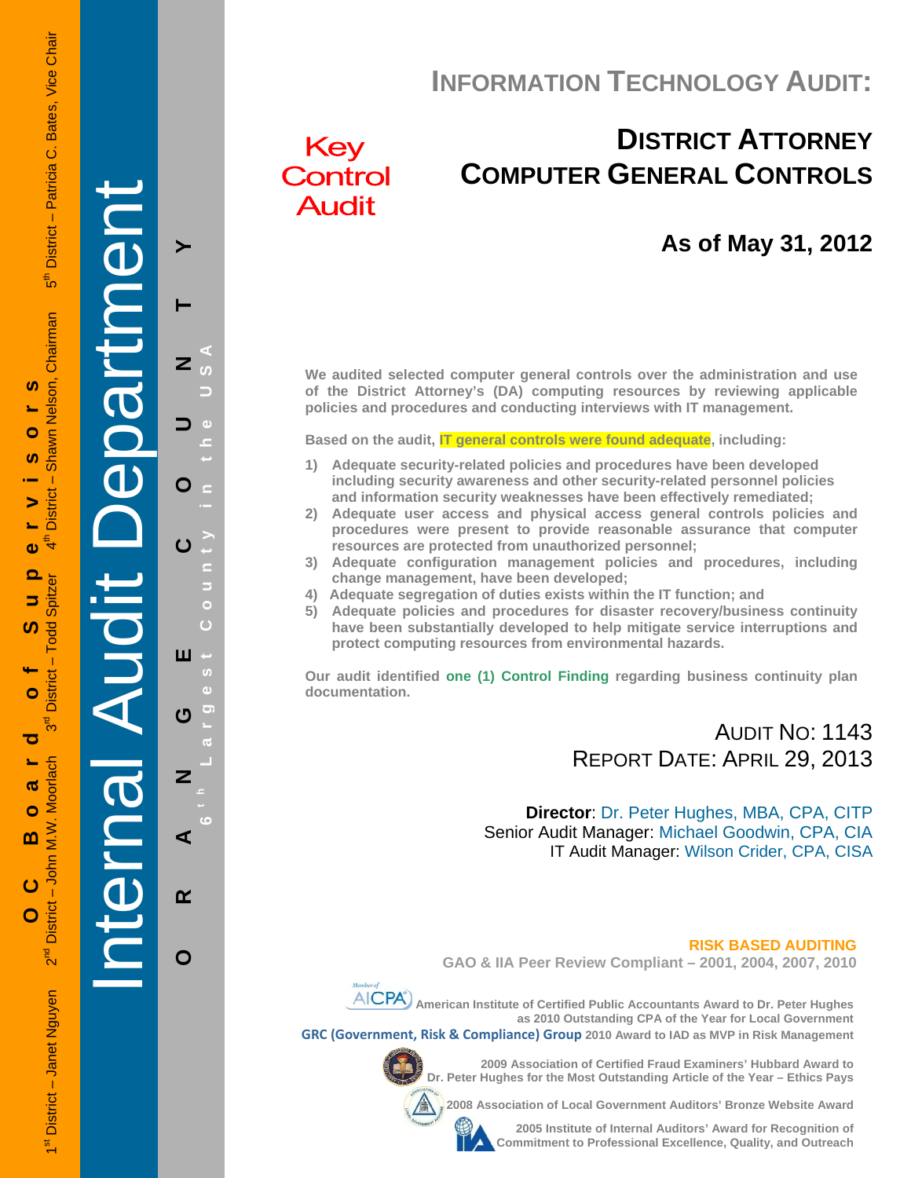OC Board of Supervisors

1st District – Janet Nguyen 2nd District – John M.W. Moorlach 3rd District – Todd Spitzer 4th District – Shawn Nelson, Chairman 5th District – Patricia C. Bates, Vice Chair

Internal Audit Department

ORANGE COUNTY

6th Largest County in the USA

# INFORMATION TECHNOLOGY AUDIT:

Key Control Audit

## DISTRICT ATTORNEY COMPUTER GENERAL CONTROLS

### As of May 31, 2012

**We audited selected computer general controls over the administration and use of the District Attorney's (DA) computing resources by reviewing applicable policies and procedures and conducting interviews with IT management.**

**Based on the audit, IT general controls were found adequate, including:**

1) **Adequate security-related policies and procedures have been developed including security awareness and other security-related personnel policies and information security weaknesses have been effectively remediated;**
2) **Adequate user access and physical access general controls policies and procedures were present to provide reasonable assurance that computer resources are protected from unauthorized personnel;**
3) **Adequate configuration management policies and procedures, including change management, have been developed;**
4) **Adequate segregation of duties exists within the IT function; and**
5) **Adequate policies and procedures for disaster recovery/business continuity have been substantially developed to help mitigate service interruptions and protect computing resources from environmental hazards.**

**Our audit identified one (1) Control Finding regarding business continuity plan documentation.**

AUDIT NO: 1143
REPORT DATE: APRIL 29, 2013

**Director**: Dr. Peter Hughes, MBA, CPA, CITP
Senior Audit Manager: Michael Goodwin, CPA, CIA
IT Audit Manager: Wilson Crider, CPA, CISA

**RISK BASED AUDITING**
**GAO & IIA Peer Review Compliant – 2001, 2004, 2007, 2010**

**American Institute of Certified Public Accountants Award to Dr. Peter Hughes as 2010 Outstanding CPA of the Year for Local Government**

**GRC (Government, Risk & Compliance) Group 2010 Award to IAD as MVP in Risk Management**

**2009 Association of Certified Fraud Examiners' Hubbard Award to Dr. Peter Hughes for the Most Outstanding Article of the Year – Ethics Pays**

**2008 Association of Local Government Auditors' Bronze Website Award**

**2005 Institute of Internal Auditors' Award for Recognition of Commitment to Professional Excellence, Quality, and Outreach**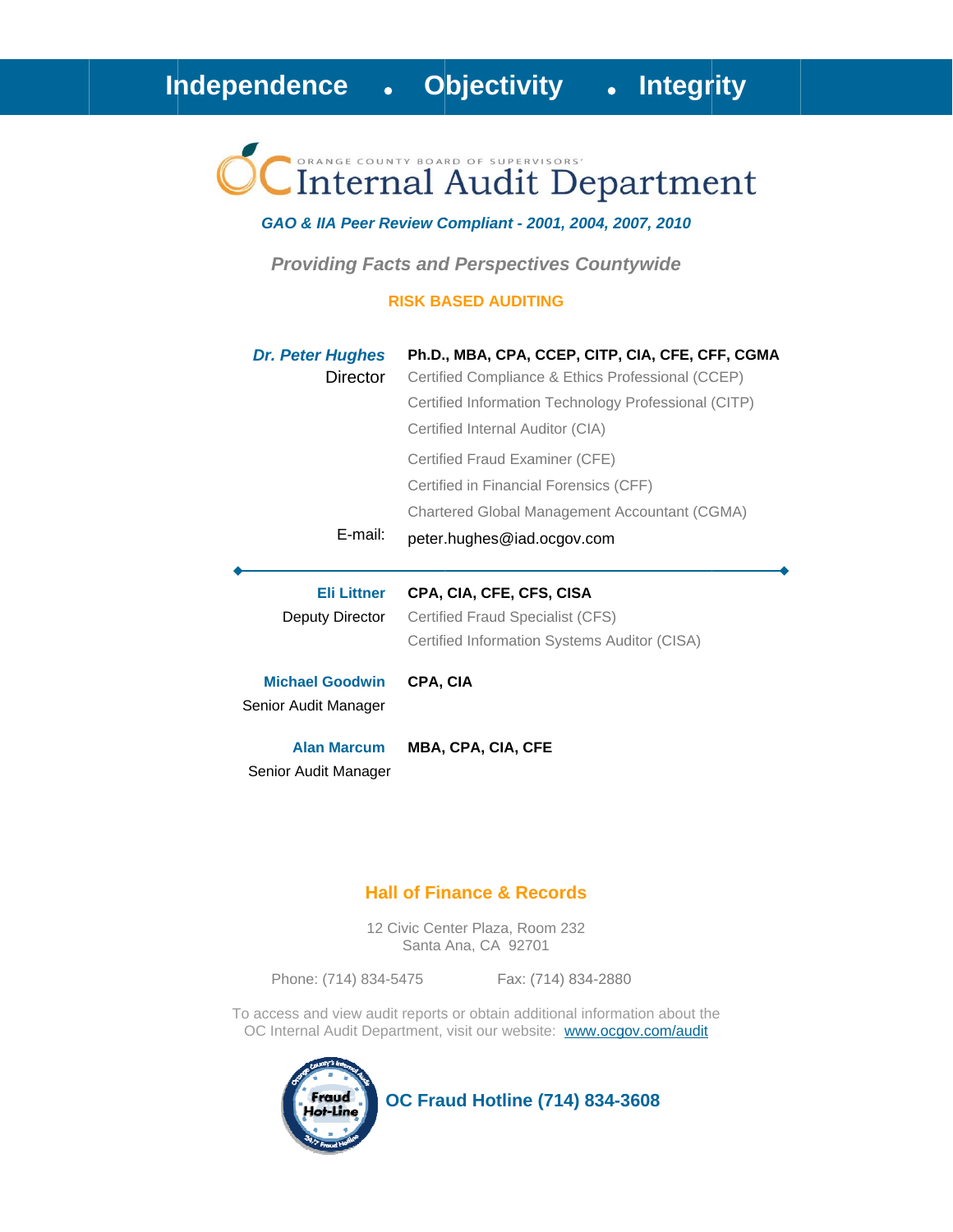**Independence • Objectivity • Integrity**

ORANGE COUNTY BOARD OF SUPERVISORS'

# Internal Audit Department

***GAO & IIA Peer Review Compliant - 2001, 2004, 2007, 2010***

***Providing Facts and Perspectives Countywide***

**RISK BASED AUDITING**

***Dr. Peter Hughes*** — **Ph.D., MBA, CPA, CCEP, CITP, CIA, CFE, CFF, CGMA**
Director

- Certified Compliance & Ethics Professional (CCEP)
- Certified Information Technology Professional (CITP)
- Certified Internal Auditor (CIA)
- Certified Fraud Examiner (CFE)
- Certified in Financial Forensics (CFF)
- Chartered Global Management Accountant (CGMA)

E-mail: peter.hughes@iad.ocgov.com

---

**Eli Littner** — **CPA, CIA, CFE, CFS, CISA**
Deputy Director

- Certified Fraud Specialist (CFS)
- Certified Information Systems Auditor (CISA)

**Michael Goodwin** — **CPA, CIA**
Senior Audit Manager

**Alan Marcum** — **MBA, CPA, CIA, CFE**
Senior Audit Manager

**Hall of Finance & Records**

12 Civic Center Plaza, Room 232
Santa Ana, CA 92701

Phone: (714) 834-5475 Fax: (714) 834-2880

To access and view audit reports or obtain additional information about the OC Internal Audit Department, visit our website: www.ocgov.com/audit

**OC Fraud Hotline (714) 834-3608**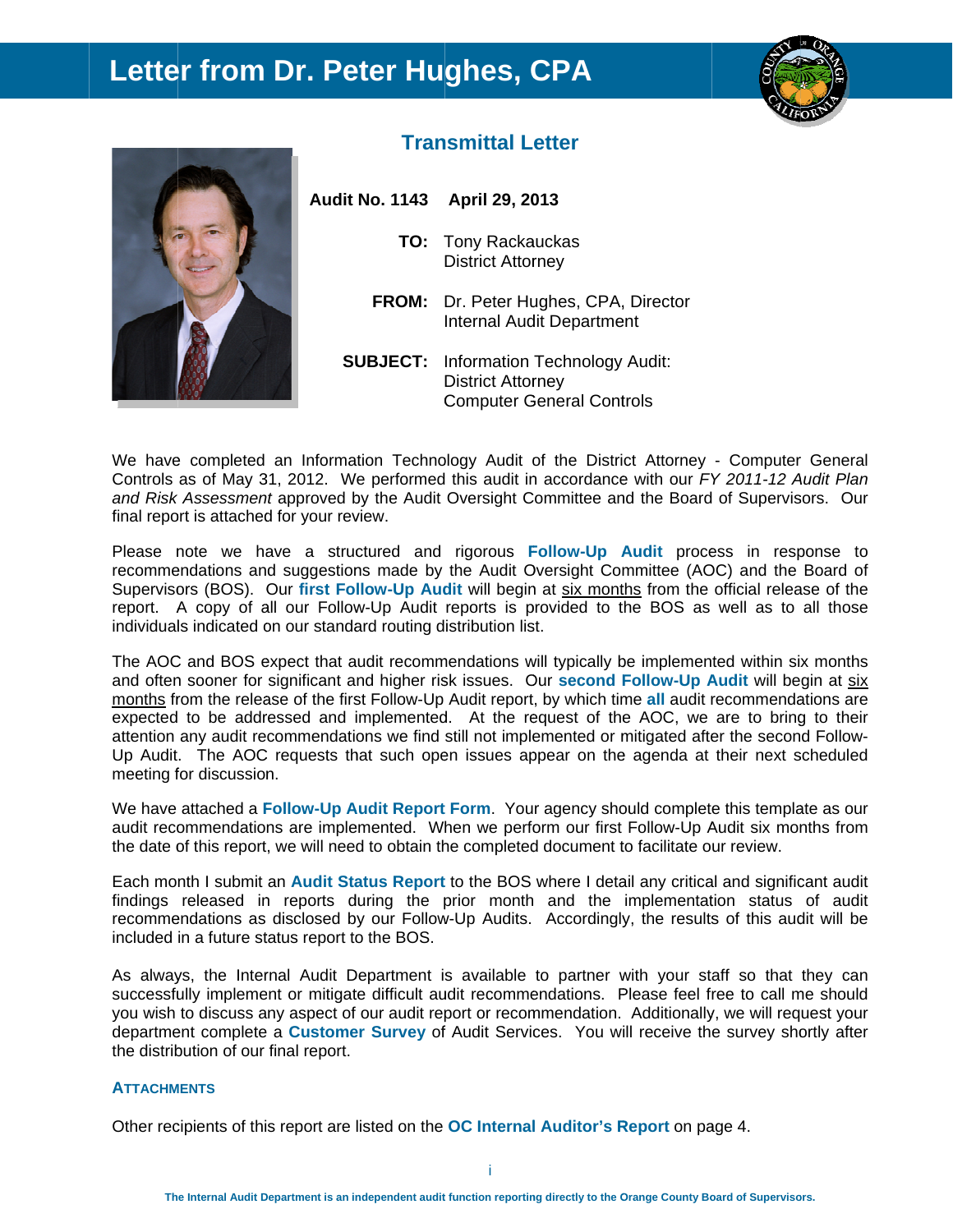# Letter from Dr. Peter Hughes, CPA

## Transmittal Letter

**Audit No. 1143 April 29, 2013**

**TO:** Tony Rackauckas
District Attorney

**FROM:** Dr. Peter Hughes, CPA, Director
Internal Audit Department

**SUBJECT:** Information Technology Audit:
District Attorney
Computer General Controls

We have completed an Information Technology Audit of the District Attorney - Computer General Controls as of May 31, 2012. We performed this audit in accordance with our *FY 2011-12 Audit Plan and Risk Assessment* approved by the Audit Oversight Committee and the Board of Supervisors. Our final report is attached for your review.

Please note we have a structured and rigorous **Follow-Up Audit** process in response to recommendations and suggestions made by the Audit Oversight Committee (AOC) and the Board of Supervisors (BOS). Our **first Follow-Up Audit** will begin at six months from the official release of the report. A copy of all our Follow-Up Audit reports is provided to the BOS as well as to all those individuals indicated on our standard routing distribution list.

The AOC and BOS expect that audit recommendations will typically be implemented within six months and often sooner for significant and higher risk issues. Our **second Follow-Up Audit** will begin at six months from the release of the first Follow-Up Audit report, by which time **all** audit recommendations are expected to be addressed and implemented. At the request of the AOC, we are to bring to their attention any audit recommendations we find still not implemented or mitigated after the second Follow-Up Audit. The AOC requests that such open issues appear on the agenda at their next scheduled meeting for discussion.

We have attached a **Follow-Up Audit Report Form**. Your agency should complete this template as our audit recommendations are implemented. When we perform our first Follow-Up Audit six months from the date of this report, we will need to obtain the completed document to facilitate our review.

Each month I submit an **Audit Status Report** to the BOS where I detail any critical and significant audit findings released in reports during the prior month and the implementation status of audit recommendations as disclosed by our Follow-Up Audits. Accordingly, the results of this audit will be included in a future status report to the BOS.

As always, the Internal Audit Department is available to partner with your staff so that they can successfully implement or mitigate difficult audit recommendations. Please feel free to call me should you wish to discuss any aspect of our audit report or recommendation. Additionally, we will request your department complete a **Customer Survey** of Audit Services. You will receive the survey shortly after the distribution of our final report.

**ATTACHMENTS**

Other recipients of this report are listed on the **OC Internal Auditor's Report** on page 4.

The Internal Audit Department is an independent audit function reporting directly to the Orange County Board of Supervisors.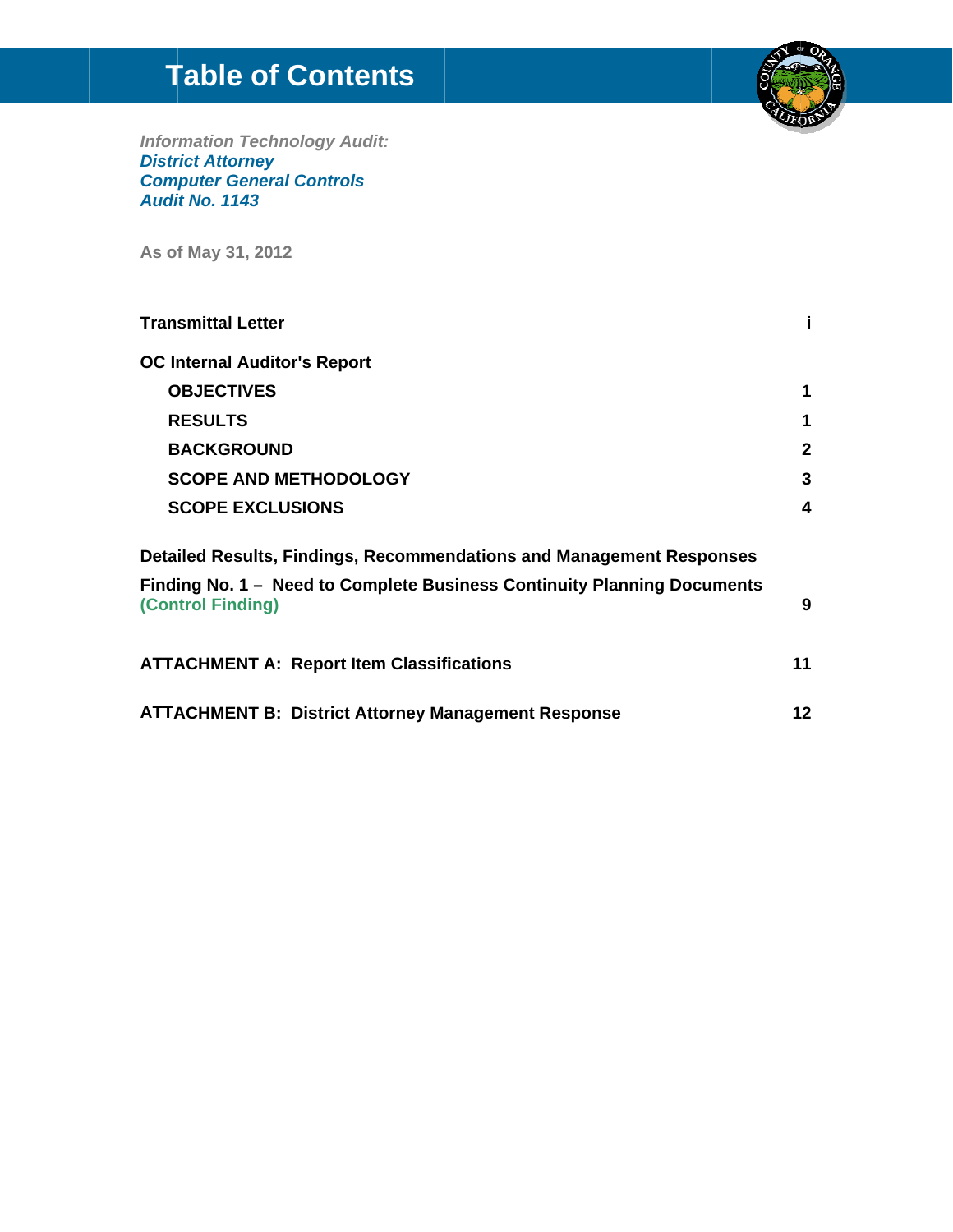# Table of Contents

*Information Technology Audit:*
***District Attorney***
***Computer General Controls***
***Audit No. 1143***

**As of May 31, 2012**

| | |
|---|---|
| **Transmittal Letter** | **i** |
| **OC Internal Auditor's Report** | |
| **OBJECTIVES** | **1** |
| **RESULTS** | **1** |
| **BACKGROUND** | **2** |
| **SCOPE AND METHODOLOGY** | **3** |
| **SCOPE EXCLUSIONS** | **4** |
| **Detailed Results, Findings, Recommendations and Management Responses** | |
| **Finding No. 1 – Need to Complete Business Continuity Planning Documents (Control Finding)** | **9** |
| **ATTACHMENT A: Report Item Classifications** | **11** |
| **ATTACHMENT B: District Attorney Management Response** | **12** |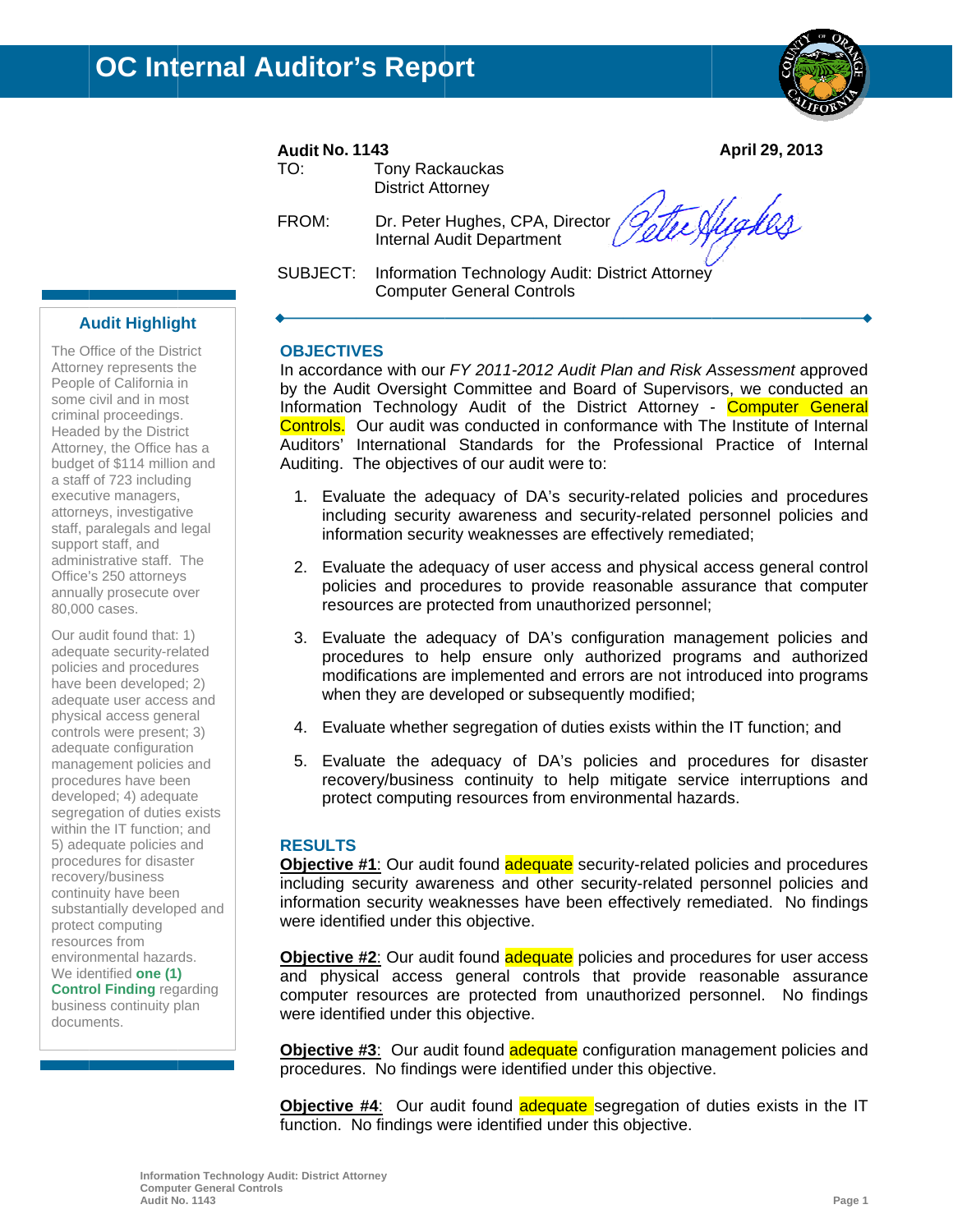# OC Internal Auditor's Report

**Audit No. 1143** **April 29, 2013**

TO: Tony Rackauckas
District Attorney

FROM: Dr. Peter Hughes, CPA, Director
Internal Audit Department

SUBJECT: Information Technology Audit: District Attorney Computer General Controls

## Audit Highlight

The Office of the District Attorney represents the People of California in some civil and in most criminal proceedings. Headed by the District Attorney, the Office has a budget of $114 million and a staff of 723 including executive managers, attorneys, investigative staff, paralegals and legal support staff, and administrative staff. The Office's 250 attorneys annually prosecute over 80,000 cases.

Our audit found that: 1) adequate security-related policies and procedures have been developed; 2) adequate user access and physical access general controls were present; 3) adequate configuration management policies and procedures have been developed; 4) adequate segregation of duties exists within the IT function; and 5) adequate policies and procedures for disaster recovery/business continuity have been substantially developed and protect computing resources from environmental hazards. We identified **one (1) Control Finding** regarding business continuity plan documents.

## OBJECTIVES

In accordance with our *FY 2011-2012 Audit Plan and Risk Assessment* approved by the Audit Oversight Committee and Board of Supervisors, we conducted an Information Technology Audit of the District Attorney - Computer General Controls. Our audit was conducted in conformance with The Institute of Internal Auditors' International Standards for the Professional Practice of Internal Auditing. The objectives of our audit were to:

1. Evaluate the adequacy of DA's security-related policies and procedures including security awareness and security-related personnel policies and information security weaknesses are effectively remediated;
2. Evaluate the adequacy of user access and physical access general control policies and procedures to provide reasonable assurance that computer resources are protected from unauthorized personnel;
3. Evaluate the adequacy of DA's configuration management policies and procedures to help ensure only authorized programs and authorized modifications are implemented and errors are not introduced into programs when they are developed or subsequently modified;
4. Evaluate whether segregation of duties exists within the IT function; and
5. Evaluate the adequacy of DA's policies and procedures for disaster recovery/business continuity to help mitigate service interruptions and protect computing resources from environmental hazards.

## RESULTS

**Objective #1**: Our audit found adequate security-related policies and procedures including security awareness and other security-related personnel policies and information security weaknesses have been effectively remediated. No findings were identified under this objective.

**Objective #2**: Our audit found adequate policies and procedures for user access and physical access general controls that provide reasonable assurance computer resources are protected from unauthorized personnel. No findings were identified under this objective.

**Objective #3**: Our audit found adequate configuration management policies and procedures. No findings were identified under this objective.

**Objective #4**: Our audit found adequate segregation of duties exists in the IT function. No findings were identified under this objective.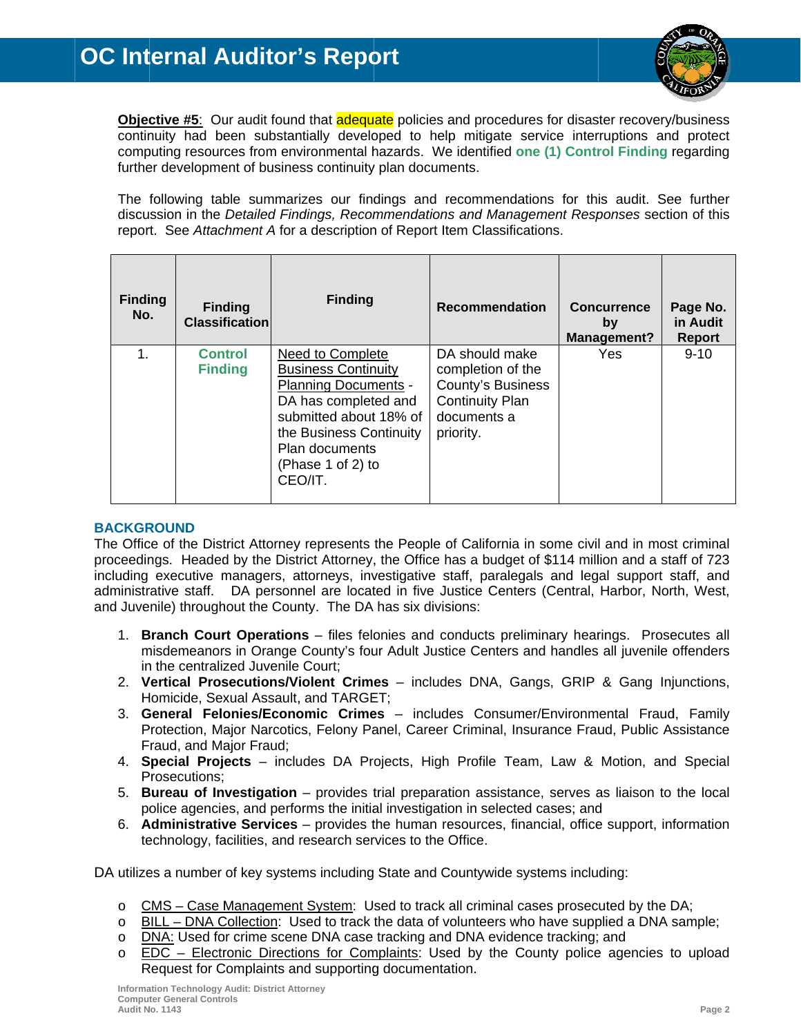**Objective #5**: Our audit found that adequate policies and procedures for disaster recovery/business continuity had been substantially developed to help mitigate service interruptions and protect computing resources from environmental hazards. We identified **one (1) Control Finding** regarding further development of business continuity plan documents.

The following table summarizes our findings and recommendations for this audit. See further discussion in the *Detailed Findings, Recommendations and Management Responses* section of this report. See *Attachment A* for a description of Report Item Classifications.

| Finding No. | Finding Classification | Finding | Recommendation | Concurrence by Management? | Page No. in Audit Report |
|---|---|---|---|---|---|
| 1. | **Control Finding** | Need to Complete Business Continuity Planning Documents - DA has completed and submitted about 18% of the Business Continuity Plan documents (Phase 1 of 2) to CEO/IT. | DA should make completion of the County's Business Continuity Plan documents a priority. | Yes | 9-10 |

## BACKGROUND

The Office of the District Attorney represents the People of California in some civil and in most criminal proceedings. Headed by the District Attorney, the Office has a budget of $114 million and a staff of 723 including executive managers, attorneys, investigative staff, paralegals and legal support staff, and administrative staff. DA personnel are located in five Justice Centers (Central, Harbor, North, West, and Juvenile) throughout the County. The DA has six divisions:

1. **Branch Court Operations** – files felonies and conducts preliminary hearings. Prosecutes all misdemeanors in Orange County's four Adult Justice Centers and handles all juvenile offenders in the centralized Juvenile Court;
2. **Vertical Prosecutions/Violent Crimes** – includes DNA, Gangs, GRIP & Gang Injunctions, Homicide, Sexual Assault, and TARGET;
3. **General Felonies/Economic Crimes** – includes Consumer/Environmental Fraud, Family Protection, Major Narcotics, Felony Panel, Career Criminal, Insurance Fraud, Public Assistance Fraud, and Major Fraud;
4. **Special Projects** – includes DA Projects, High Profile Team, Law & Motion, and Special Prosecutions;
5. **Bureau of Investigation** – provides trial preparation assistance, serves as liaison to the local police agencies, and performs the initial investigation in selected cases; and
6. **Administrative Services** – provides the human resources, financial, office support, information technology, facilities, and research services to the Office.

DA utilizes a number of key systems including State and Countywide systems including:

- CMS – Case Management System: Used to track all criminal cases prosecuted by the DA;
- BILL – DNA Collection: Used to track the data of volunteers who have supplied a DNA sample;
- DNA: Used for crime scene DNA case tracking and DNA evidence tracking; and
- EDC – Electronic Directions for Complaints: Used by the County police agencies to upload Request for Complaints and supporting documentation.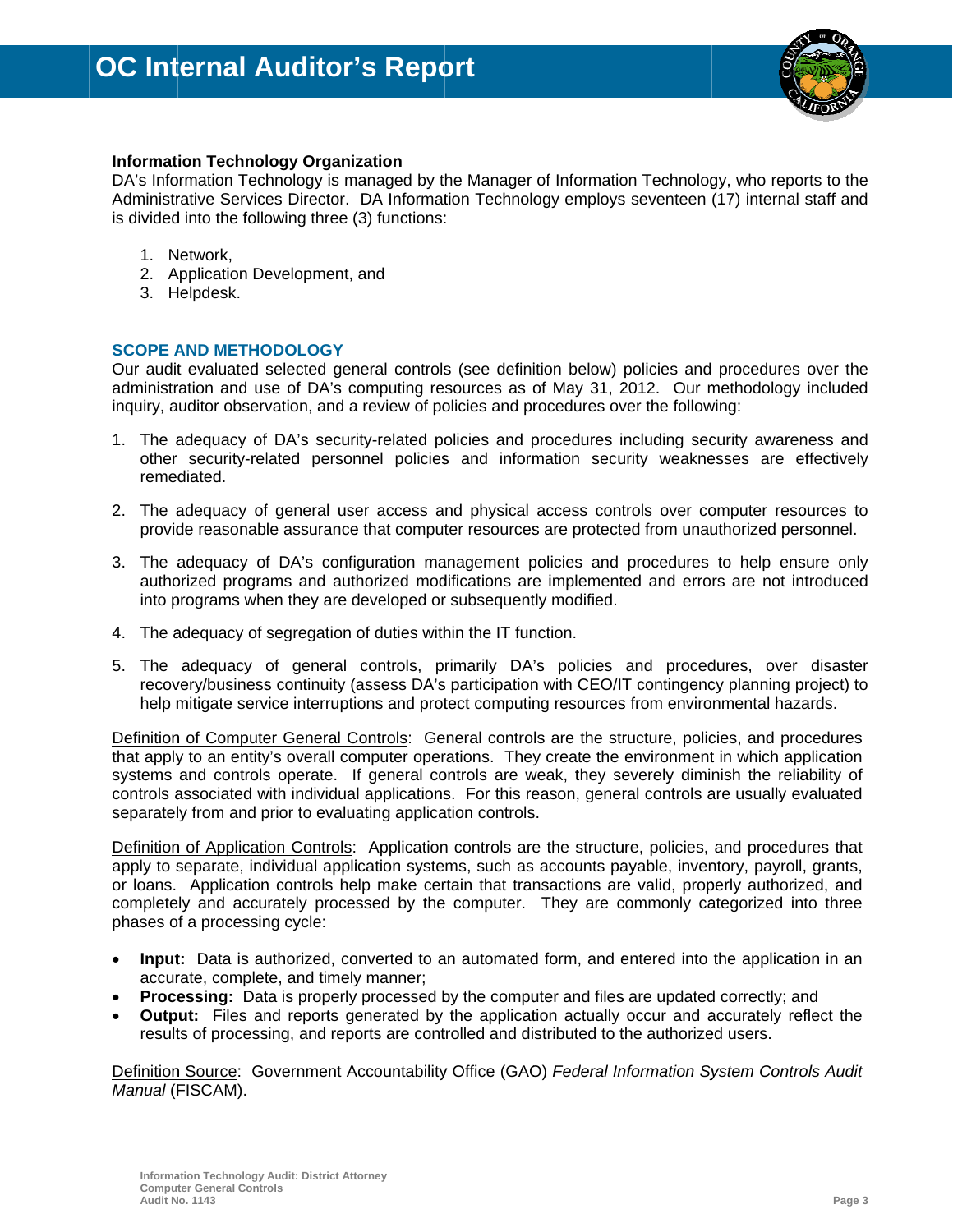**Information Technology Organization**

DA's Information Technology is managed by the Manager of Information Technology, who reports to the Administrative Services Director. DA Information Technology employs seventeen (17) internal staff and is divided into the following three (3) functions:

1. Network,
2. Application Development, and
3. Helpdesk.

## SCOPE AND METHODOLOGY

Our audit evaluated selected general controls (see definition below) policies and procedures over the administration and use of DA's computing resources as of May 31, 2012. Our methodology included inquiry, auditor observation, and a review of policies and procedures over the following:

1. The adequacy of DA's security-related policies and procedures including security awareness and other security-related personnel policies and information security weaknesses are effectively remediated.

2. The adequacy of general user access and physical access controls over computer resources to provide reasonable assurance that computer resources are protected from unauthorized personnel.

3. The adequacy of DA's configuration management policies and procedures to help ensure only authorized programs and authorized modifications are implemented and errors are not introduced into programs when they are developed or subsequently modified.

4. The adequacy of segregation of duties within the IT function.

5. The adequacy of general controls, primarily DA's policies and procedures, over disaster recovery/business continuity (assess DA's participation with CEO/IT contingency planning project) to help mitigate service interruptions and protect computing resources from environmental hazards.

<u>Definition of Computer General Controls</u>: General controls are the structure, policies, and procedures that apply to an entity's overall computer operations. They create the environment in which application systems and controls operate. If general controls are weak, they severely diminish the reliability of controls associated with individual applications. For this reason, general controls are usually evaluated separately from and prior to evaluating application controls.

<u>Definition of Application Controls</u>: Application controls are the structure, policies, and procedures that apply to separate, individual application systems, such as accounts payable, inventory, payroll, grants, or loans. Application controls help make certain that transactions are valid, properly authorized, and completely and accurately processed by the computer. They are commonly categorized into three phases of a processing cycle:

- **Input:** Data is authorized, converted to an automated form, and entered into the application in an accurate, complete, and timely manner;
- **Processing:** Data is properly processed by the computer and files are updated correctly; and
- **Output:** Files and reports generated by the application actually occur and accurately reflect the results of processing, and reports are controlled and distributed to the authorized users.

<u>Definition Source</u>: Government Accountability Office (GAO) *Federal Information System Controls Audit Manual* (FISCAM).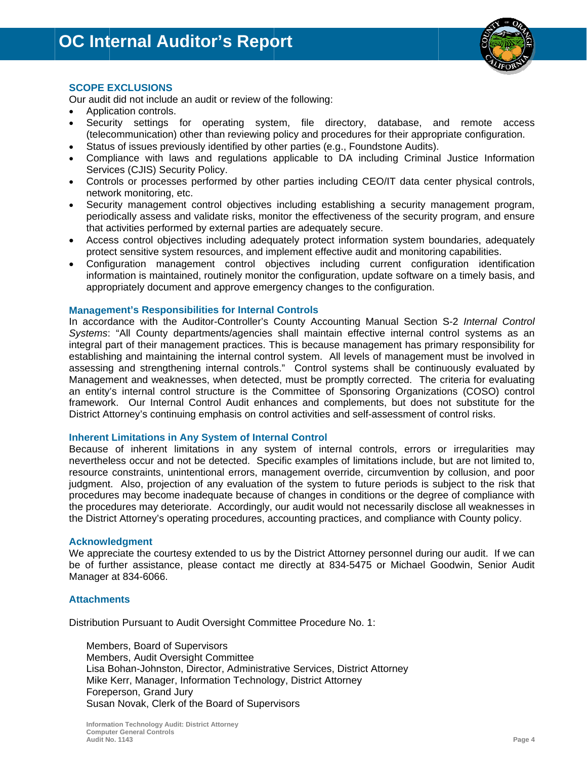### SCOPE EXCLUSIONS

Our audit did not include an audit or review of the following:

- Application controls.
- Security settings for operating system, file directory, database, and remote access (telecommunication) other than reviewing policy and procedures for their appropriate configuration.
- Status of issues previously identified by other parties (e.g., Foundstone Audits).
- Compliance with laws and regulations applicable to DA including Criminal Justice Information Services (CJIS) Security Policy.
- Controls or processes performed by other parties including CEO/IT data center physical controls, network monitoring, etc.
- Security management control objectives including establishing a security management program, periodically assess and validate risks, monitor the effectiveness of the security program, and ensure that activities performed by external parties are adequately secure.
- Access control objectives including adequately protect information system boundaries, adequately protect sensitive system resources, and implement effective audit and monitoring capabilities.
- Configuration management control objectives including current configuration identification information is maintained, routinely monitor the configuration, update software on a timely basis, and appropriately document and approve emergency changes to the configuration.

### Management's Responsibilities for Internal Controls

In accordance with the Auditor-Controller's County Accounting Manual Section S-2 *Internal Control Systems*: "All County departments/agencies shall maintain effective internal control systems as an integral part of their management practices. This is because management has primary responsibility for establishing and maintaining the internal control system. All levels of management must be involved in assessing and strengthening internal controls." Control systems shall be continuously evaluated by Management and weaknesses, when detected, must be promptly corrected. The criteria for evaluating an entity's internal control structure is the Committee of Sponsoring Organizations (COSO) control framework. Our Internal Control Audit enhances and complements, but does not substitute for the District Attorney's continuing emphasis on control activities and self-assessment of control risks.

### Inherent Limitations in Any System of Internal Control

Because of inherent limitations in any system of internal controls, errors or irregularities may nevertheless occur and not be detected. Specific examples of limitations include, but are not limited to, resource constraints, unintentional errors, management override, circumvention by collusion, and poor judgment. Also, projection of any evaluation of the system to future periods is subject to the risk that procedures may become inadequate because of changes in conditions or the degree of compliance with the procedures may deteriorate. Accordingly, our audit would not necessarily disclose all weaknesses in the District Attorney's operating procedures, accounting practices, and compliance with County policy.

### Acknowledgment

We appreciate the courtesy extended to us by the District Attorney personnel during our audit. If we can be of further assistance, please contact me directly at 834-5475 or Michael Goodwin, Senior Audit Manager at 834-6066.

### Attachments

Distribution Pursuant to Audit Oversight Committee Procedure No. 1:

Members, Board of Supervisors
Members, Audit Oversight Committee
Lisa Bohan-Johnston, Director, Administrative Services, District Attorney
Mike Kerr, Manager, Information Technology, District Attorney
Foreperson, Grand Jury
Susan Novak, Clerk of the Board of Supervisors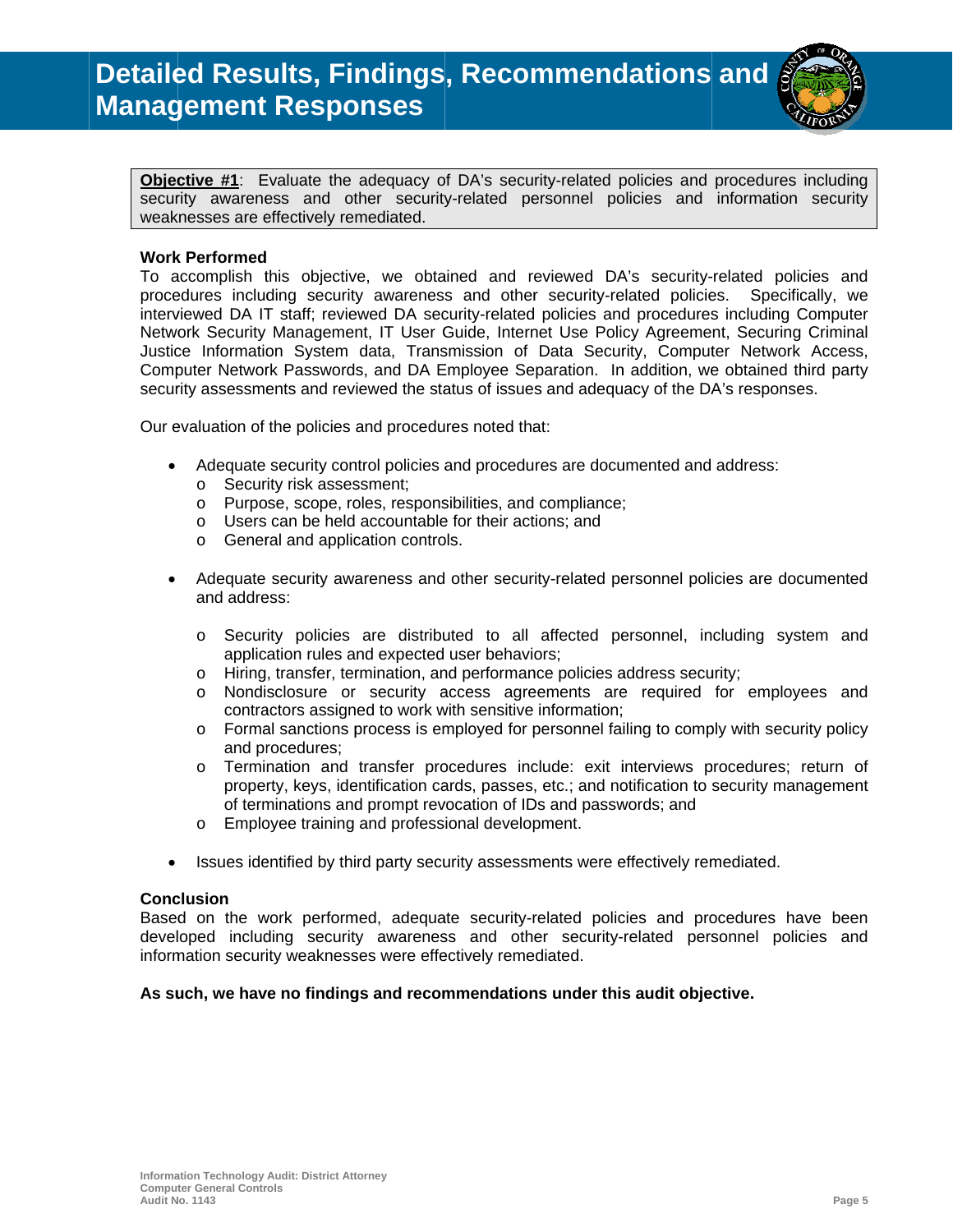# Detailed Results, Findings, Recommendations and Management Responses

**Objective #1**: Evaluate the adequacy of DA's security-related policies and procedures including security awareness and other security-related personnel policies and information security weaknesses are effectively remediated.

**Work Performed**

To accomplish this objective, we obtained and reviewed DA's security-related policies and procedures including security awareness and other security-related policies. Specifically, we interviewed DA IT staff; reviewed DA security-related policies and procedures including Computer Network Security Management, IT User Guide, Internet Use Policy Agreement, Securing Criminal Justice Information System data, Transmission of Data Security, Computer Network Access, Computer Network Passwords, and DA Employee Separation. In addition, we obtained third party security assessments and reviewed the status of issues and adequacy of the DA's responses.

Our evaluation of the policies and procedures noted that:

- Adequate security control policies and procedures are documented and address:
  - Security risk assessment;
  - Purpose, scope, roles, responsibilities, and compliance;
  - Users can be held accountable for their actions; and
  - General and application controls.

- Adequate security awareness and other security-related personnel policies are documented and address:
  - Security policies are distributed to all affected personnel, including system and application rules and expected user behaviors;
  - Hiring, transfer, termination, and performance policies address security;
  - Nondisclosure or security access agreements are required for employees and contractors assigned to work with sensitive information;
  - Formal sanctions process is employed for personnel failing to comply with security policy and procedures;
  - Termination and transfer procedures include: exit interviews procedures; return of property, keys, identification cards, passes, etc.; and notification to security management of terminations and prompt revocation of IDs and passwords; and
  - Employee training and professional development.

- Issues identified by third party security assessments were effectively remediated.

**Conclusion**

Based on the work performed, adequate security-related policies and procedures have been developed including security awareness and other security-related personnel policies and information security weaknesses were effectively remediated.

**As such, we have no findings and recommendations under this audit objective.**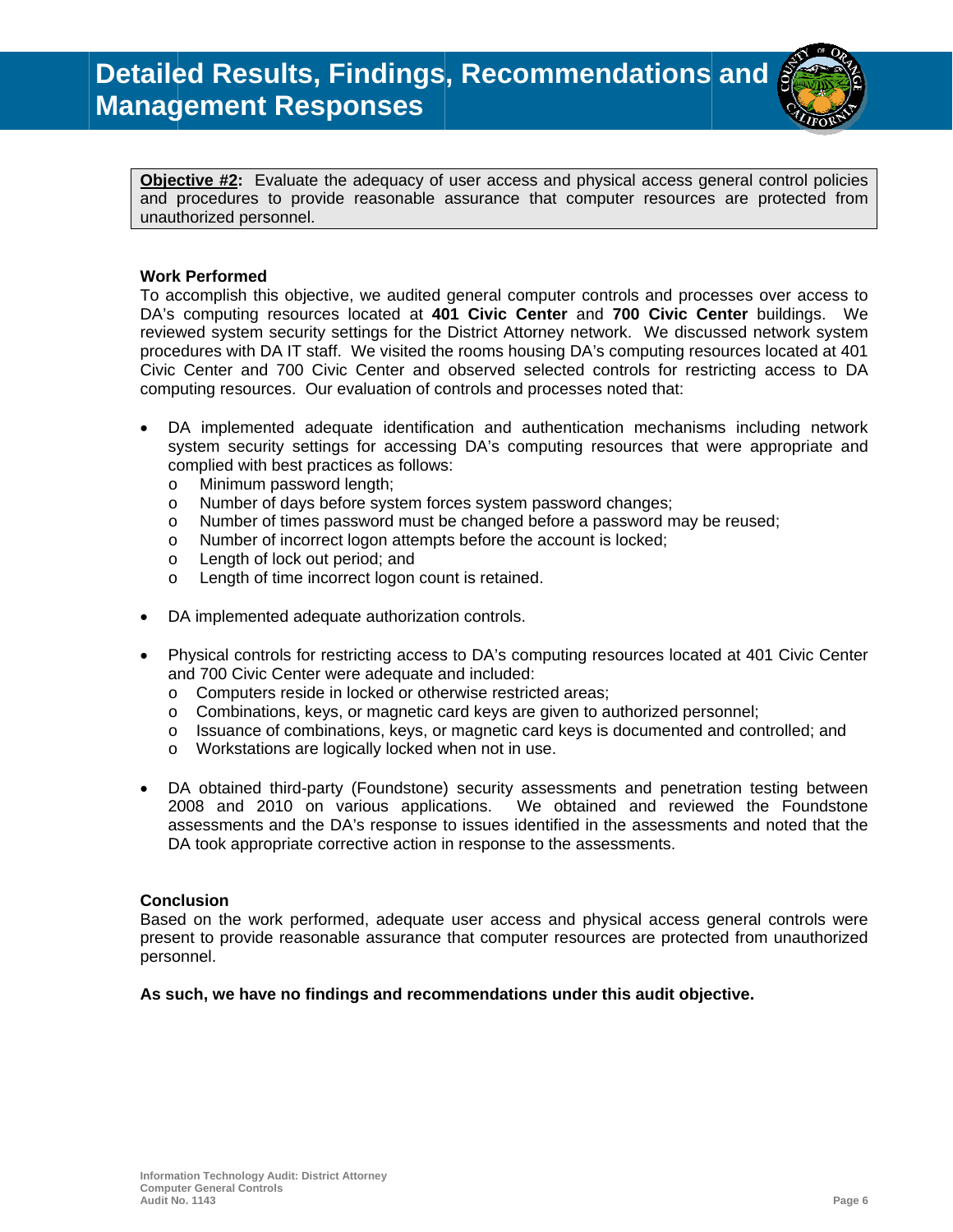# Detailed Results, Findings, Recommendations and Management Responses

**Objective #2:** Evaluate the adequacy of user access and physical access general control policies and procedures to provide reasonable assurance that computer resources are protected from unauthorized personnel.

### Work Performed

To accomplish this objective, we audited general computer controls and processes over access to DA's computing resources located at **401 Civic Center** and **700 Civic Center** buildings. We reviewed system security settings for the District Attorney network. We discussed network system procedures with DA IT staff. We visited the rooms housing DA's computing resources located at 401 Civic Center and 700 Civic Center and observed selected controls for restricting access to DA computing resources. Our evaluation of controls and processes noted that:

- DA implemented adequate identification and authentication mechanisms including network system security settings for accessing DA's computing resources that were appropriate and complied with best practices as follows:
  - Minimum password length;
  - Number of days before system forces system password changes;
  - Number of times password must be changed before a password may be reused;
  - Number of incorrect logon attempts before the account is locked;
  - Length of lock out period; and
  - Length of time incorrect logon count is retained.

- DA implemented adequate authorization controls.

- Physical controls for restricting access to DA's computing resources located at 401 Civic Center and 700 Civic Center were adequate and included:
  - Computers reside in locked or otherwise restricted areas;
  - Combinations, keys, or magnetic card keys are given to authorized personnel;
  - Issuance of combinations, keys, or magnetic card keys is documented and controlled; and
  - Workstations are logically locked when not in use.

- DA obtained third-party (Foundstone) security assessments and penetration testing between 2008 and 2010 on various applications. We obtained and reviewed the Foundstone assessments and the DA's response to issues identified in the assessments and noted that the DA took appropriate corrective action in response to the assessments.

### Conclusion

Based on the work performed, adequate user access and physical access general controls were present to provide reasonable assurance that computer resources are protected from unauthorized personnel.

**As such, we have no findings and recommendations under this audit objective.**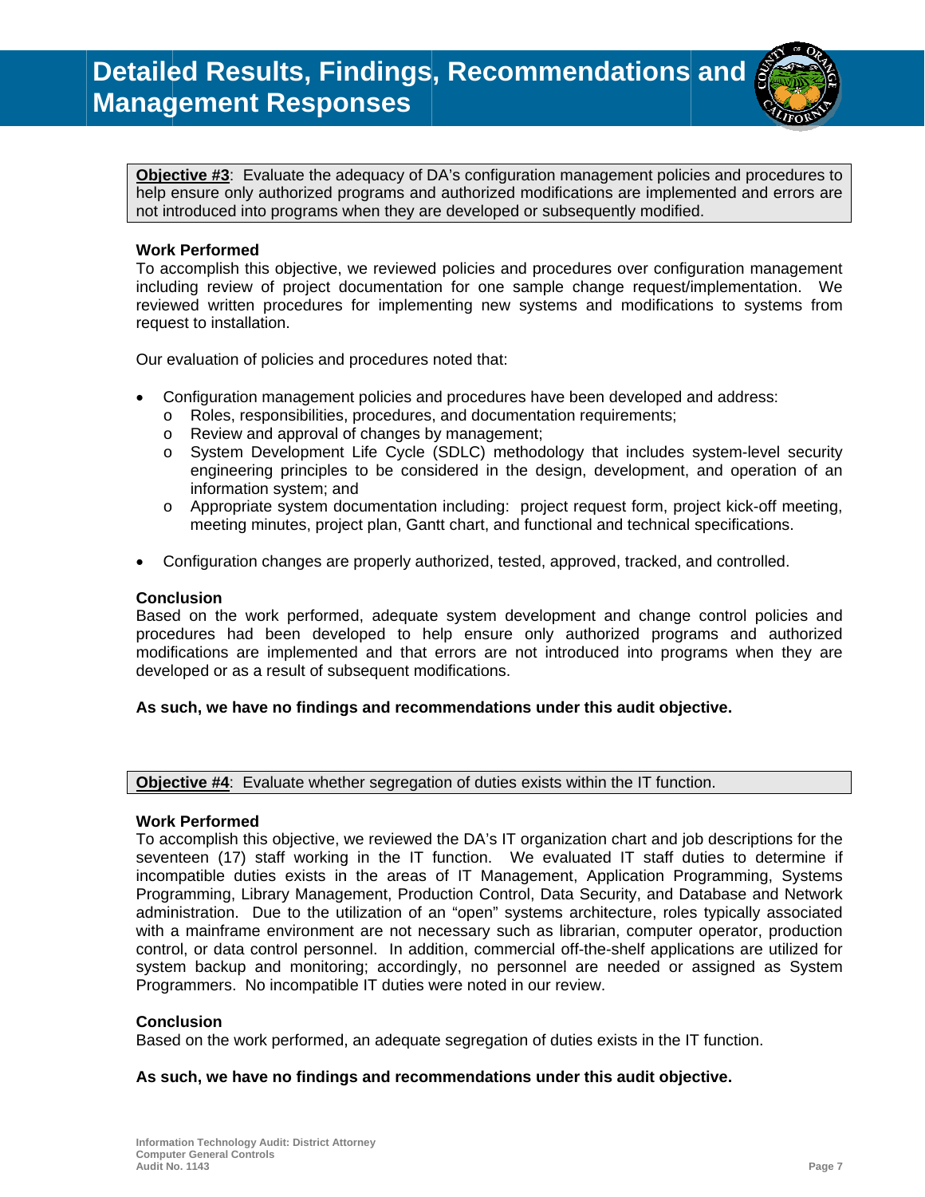# Detailed Results, Findings, Recommendations and Management Responses

**Objective #3**: Evaluate the adequacy of DA's configuration management policies and procedures to help ensure only authorized programs and authorized modifications are implemented and errors are not introduced into programs when they are developed or subsequently modified.

**Work Performed**

To accomplish this objective, we reviewed policies and procedures over configuration management including review of project documentation for one sample change request/implementation. We reviewed written procedures for implementing new systems and modifications to systems from request to installation.

Our evaluation of policies and procedures noted that:

- Configuration management policies and procedures have been developed and address:
  - Roles, responsibilities, procedures, and documentation requirements;
  - Review and approval of changes by management;
  - System Development Life Cycle (SDLC) methodology that includes system-level security engineering principles to be considered in the design, development, and operation of an information system; and
  - Appropriate system documentation including: project request form, project kick-off meeting, meeting minutes, project plan, Gantt chart, and functional and technical specifications.
- Configuration changes are properly authorized, tested, approved, tracked, and controlled.

**Conclusion**

Based on the work performed, adequate system development and change control policies and procedures had been developed to help ensure only authorized programs and authorized modifications are implemented and that errors are not introduced into programs when they are developed or as a result of subsequent modifications.

**As such, we have no findings and recommendations under this audit objective.**

**Objective #4**: Evaluate whether segregation of duties exists within the IT function.

**Work Performed**

To accomplish this objective, we reviewed the DA's IT organization chart and job descriptions for the seventeen (17) staff working in the IT function. We evaluated IT staff duties to determine if incompatible duties exists in the areas of IT Management, Application Programming, Systems Programming, Library Management, Production Control, Data Security, and Database and Network administration. Due to the utilization of an "open" systems architecture, roles typically associated with a mainframe environment are not necessary such as librarian, computer operator, production control, or data control personnel. In addition, commercial off-the-shelf applications are utilized for system backup and monitoring; accordingly, no personnel are needed or assigned as System Programmers. No incompatible IT duties were noted in our review.

**Conclusion**

Based on the work performed, an adequate segregation of duties exists in the IT function.

**As such, we have no findings and recommendations under this audit objective.**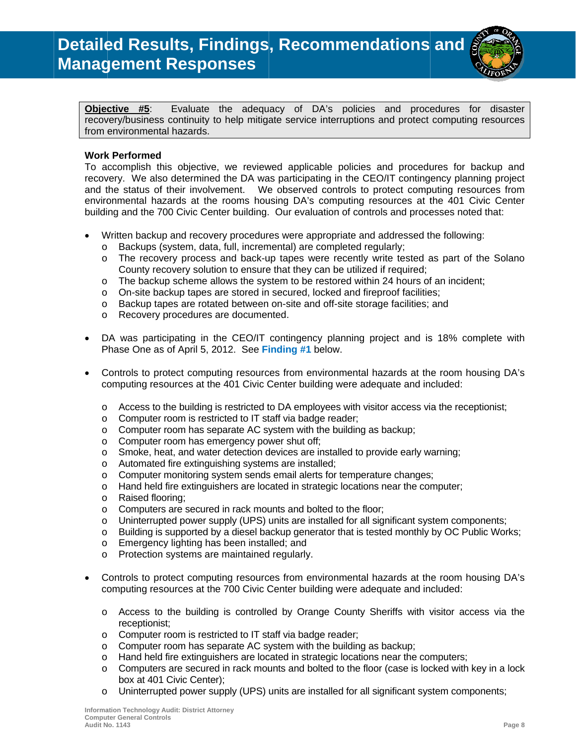# Detailed Results, Findings, Recommendations and Management Responses

**Objective #5**: Evaluate the adequacy of DA's policies and procedures for disaster recovery/business continuity to help mitigate service interruptions and protect computing resources from environmental hazards.

**Work Performed**

To accomplish this objective, we reviewed applicable policies and procedures for backup and recovery. We also determined the DA was participating in the CEO/IT contingency planning project and the status of their involvement. We observed controls to protect computing resources from environmental hazards at the rooms housing DA's computing resources at the 401 Civic Center building and the 700 Civic Center building. Our evaluation of controls and processes noted that:

- Written backup and recovery procedures were appropriate and addressed the following:
  - Backups (system, data, full, incremental) are completed regularly;
  - The recovery process and back-up tapes were recently write tested as part of the Solano County recovery solution to ensure that they can be utilized if required;
  - The backup scheme allows the system to be restored within 24 hours of an incident;
  - On-site backup tapes are stored in secured, locked and fireproof facilities;
  - Backup tapes are rotated between on-site and off-site storage facilities; and
  - Recovery procedures are documented.

- DA was participating in the CEO/IT contingency planning project and is 18% complete with Phase One as of April 5, 2012. See **Finding #1** below.

- Controls to protect computing resources from environmental hazards at the room housing DA's computing resources at the 401 Civic Center building were adequate and included:
  - Access to the building is restricted to DA employees with visitor access via the receptionist;
  - Computer room is restricted to IT staff via badge reader;
  - Computer room has separate AC system with the building as backup;
  - Computer room has emergency power shut off;
  - Smoke, heat, and water detection devices are installed to provide early warning;
  - Automated fire extinguishing systems are installed;
  - Computer monitoring system sends email alerts for temperature changes;
  - Hand held fire extinguishers are located in strategic locations near the computer;
  - Raised flooring;
  - Computers are secured in rack mounts and bolted to the floor;
  - Uninterrupted power supply (UPS) units are installed for all significant system components;
  - Building is supported by a diesel backup generator that is tested monthly by OC Public Works;
  - Emergency lighting has been installed; and
  - Protection systems are maintained regularly.

- Controls to protect computing resources from environmental hazards at the room housing DA's computing resources at the 700 Civic Center building were adequate and included:
  - Access to the building is controlled by Orange County Sheriffs with visitor access via the receptionist;
  - Computer room is restricted to IT staff via badge reader;
  - Computer room has separate AC system with the building as backup;
  - Hand held fire extinguishers are located in strategic locations near the computers;
  - Computers are secured in rack mounts and bolted to the floor (case is locked with key in a lock box at 401 Civic Center);
  - Uninterrupted power supply (UPS) units are installed for all significant system components;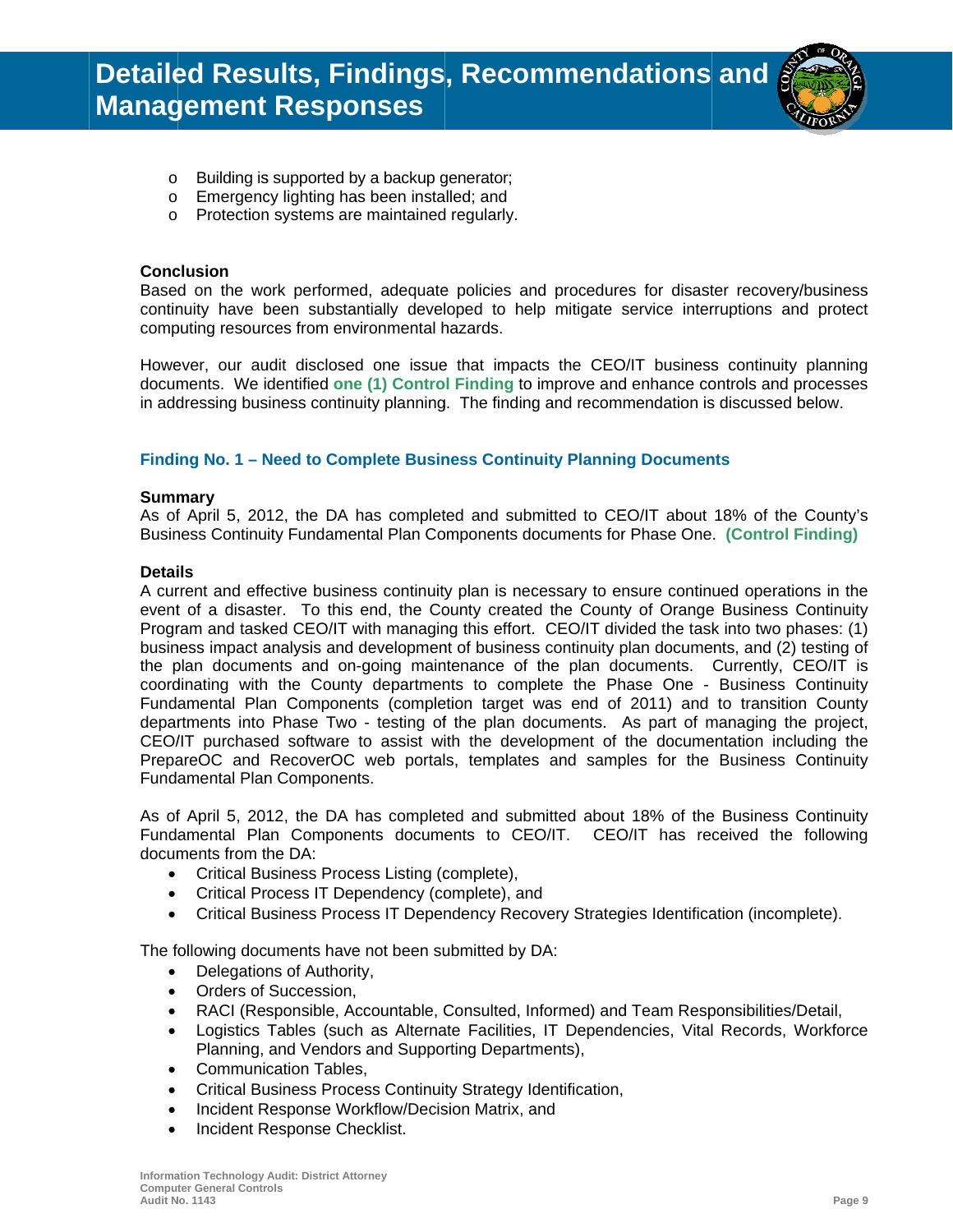- Building is supported by a backup generator;
- Emergency lighting has been installed; and
- Protection systems are maintained regularly.

**Conclusion**

Based on the work performed, adequate policies and procedures for disaster recovery/business continuity have been substantially developed to help mitigate service interruptions and protect computing resources from environmental hazards.

However, our audit disclosed one issue that impacts the CEO/IT business continuity planning documents. We identified **one (1) Control Finding** to improve and enhance controls and processes in addressing business continuity planning. The finding and recommendation is discussed below.

### Finding No. 1 – Need to Complete Business Continuity Planning Documents

**Summary**

As of April 5, 2012, the DA has completed and submitted to CEO/IT about 18% of the County's Business Continuity Fundamental Plan Components documents for Phase One. **(Control Finding)**

**Details**

A current and effective business continuity plan is necessary to ensure continued operations in the event of a disaster. To this end, the County created the County of Orange Business Continuity Program and tasked CEO/IT with managing this effort. CEO/IT divided the task into two phases: (1) business impact analysis and development of business continuity plan documents, and (2) testing of the plan documents and on-going maintenance of the plan documents. Currently, CEO/IT is coordinating with the County departments to complete the Phase One - Business Continuity Fundamental Plan Components (completion target was end of 2011) and to transition County departments into Phase Two - testing of the plan documents. As part of managing the project, CEO/IT purchased software to assist with the development of the documentation including the PrepareOC and RecoverOC web portals, templates and samples for the Business Continuity Fundamental Plan Components.

As of April 5, 2012, the DA has completed and submitted about 18% of the Business Continuity Fundamental Plan Components documents to CEO/IT. CEO/IT has received the following documents from the DA:

- Critical Business Process Listing (complete),
- Critical Process IT Dependency (complete), and
- Critical Business Process IT Dependency Recovery Strategies Identification (incomplete).

The following documents have not been submitted by DA:

- Delegations of Authority,
- Orders of Succession,
- RACI (Responsible, Accountable, Consulted, Informed) and Team Responsibilities/Detail,
- Logistics Tables (such as Alternate Facilities, IT Dependencies, Vital Records, Workforce Planning, and Vendors and Supporting Departments),
- Communication Tables,
- Critical Business Process Continuity Strategy Identification,
- Incident Response Workflow/Decision Matrix, and
- Incident Response Checklist.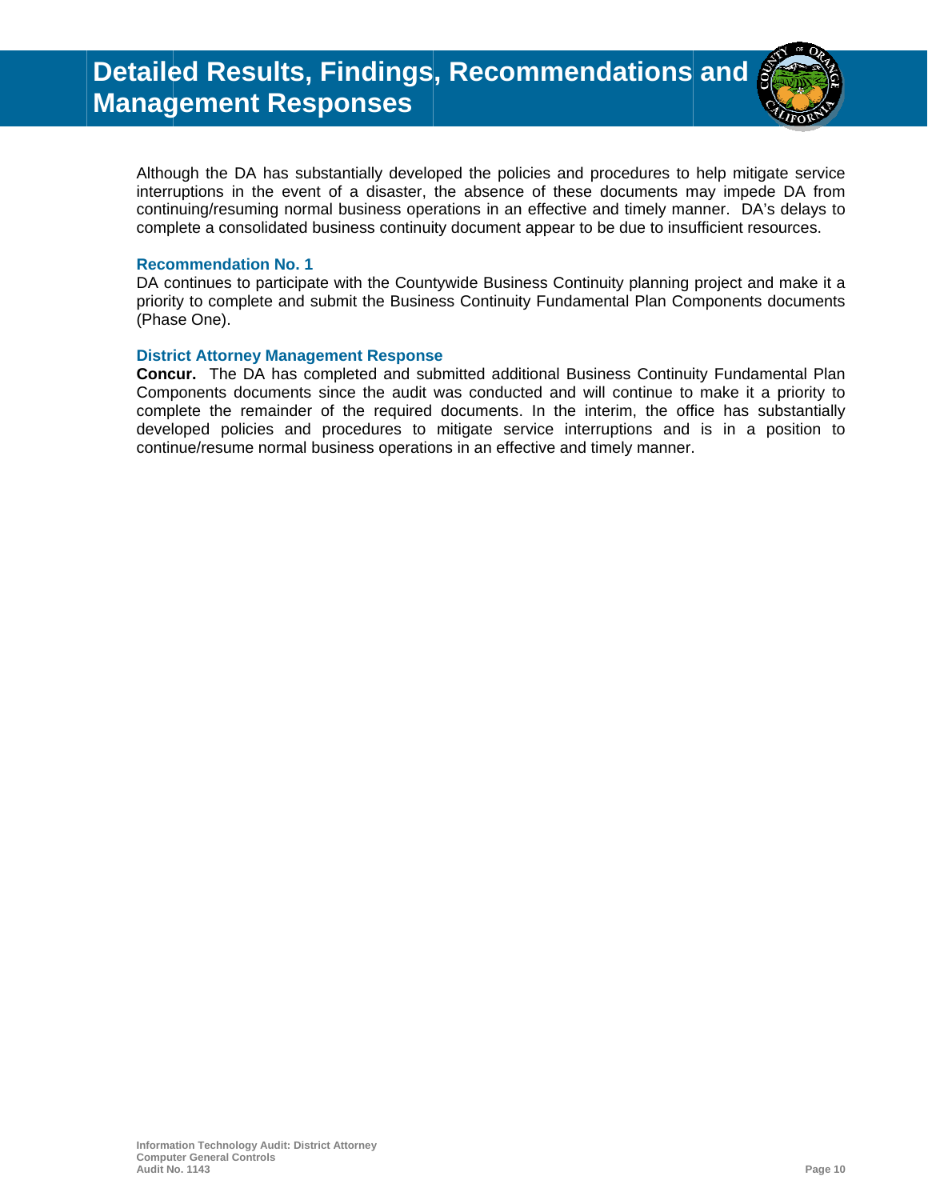# Detailed Results, Findings, Recommendations and Management Responses

Although the DA has substantially developed the policies and procedures to help mitigate service interruptions in the event of a disaster, the absence of these documents may impede DA from continuing/resuming normal business operations in an effective and timely manner. DA's delays to complete a consolidated business continuity document appear to be due to insufficient resources.

### Recommendation No. 1

DA continues to participate with the Countywide Business Continuity planning project and make it a priority to complete and submit the Business Continuity Fundamental Plan Components documents (Phase One).

### District Attorney Management Response

**Concur.** The DA has completed and submitted additional Business Continuity Fundamental Plan Components documents since the audit was conducted and will continue to make it a priority to complete the remainder of the required documents. In the interim, the office has substantially developed policies and procedures to mitigate service interruptions and is in a position to continue/resume normal business operations in an effective and timely manner.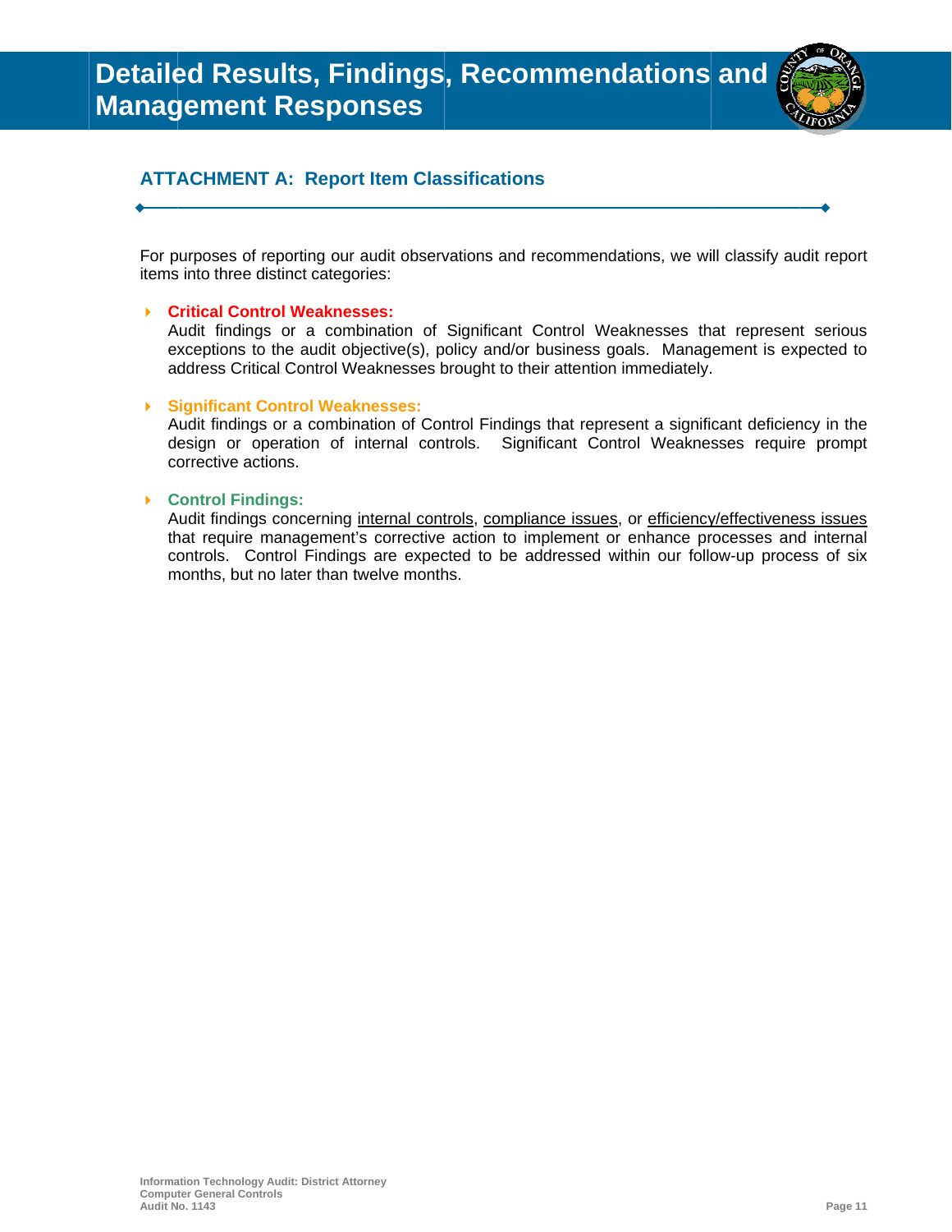# Detailed Results, Findings, Recommendations and Management Responses

## ATTACHMENT A: Report Item Classifications

For purposes of reporting our audit observations and recommendations, we will classify audit report items into three distinct categories:

- **Critical Control Weaknesses:**
  Audit findings or a combination of Significant Control Weaknesses that represent serious exceptions to the audit objective(s), policy and/or business goals. Management is expected to address Critical Control Weaknesses brought to their attention immediately.

- **Significant Control Weaknesses:**
  Audit findings or a combination of Control Findings that represent a significant deficiency in the design or operation of internal controls. Significant Control Weaknesses require prompt corrective actions.

- **Control Findings:**
  Audit findings concerning internal controls, compliance issues, or efficiency/effectiveness issues that require management's corrective action to implement or enhance processes and internal controls. Control Findings are expected to be addressed within our follow-up process of six months, but no later than twelve months.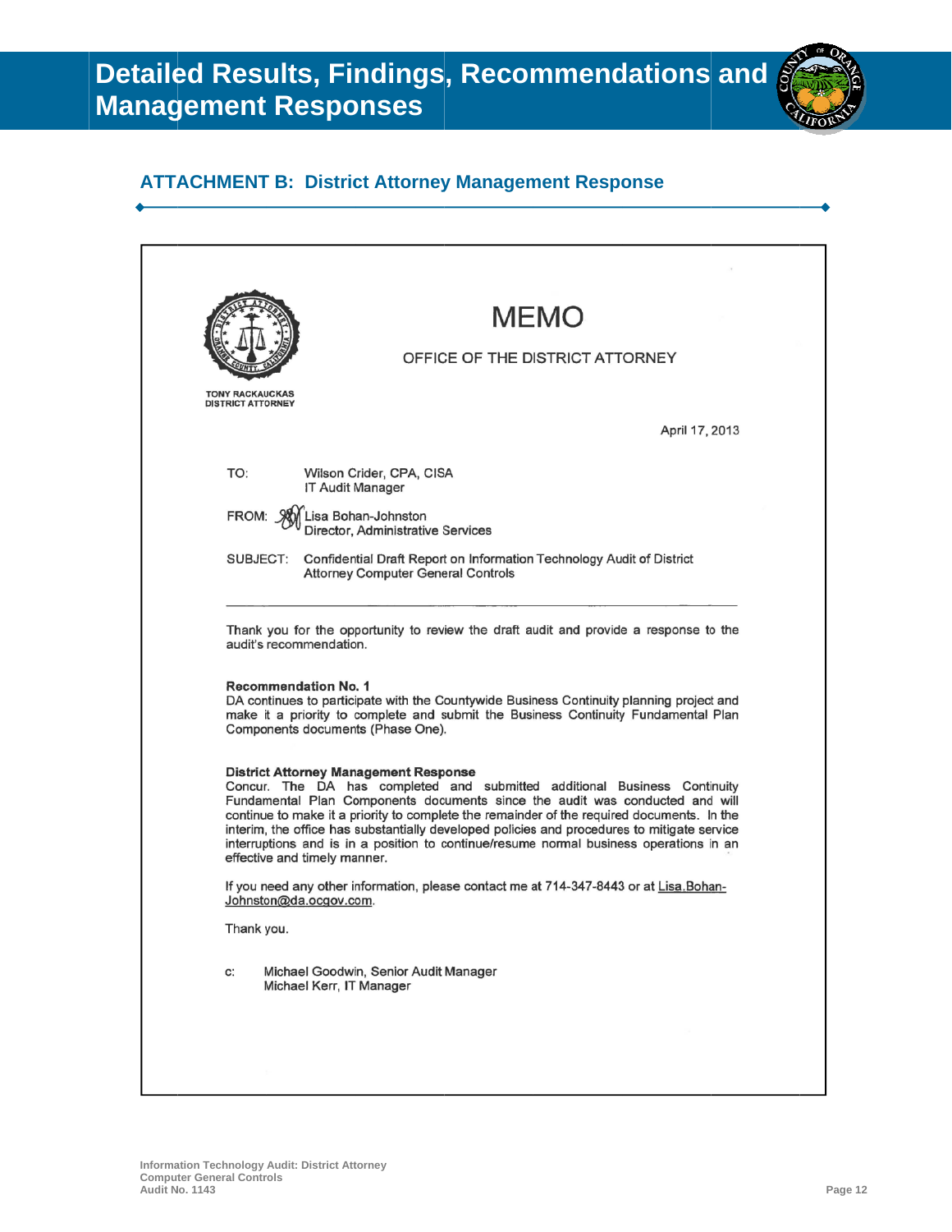# Detailed Results, Findings, Recommendations and Management Responses

## ATTACHMENT B: District Attorney Management Response

# MEMO

OFFICE OF THE DISTRICT ATTORNEY

TONY RACKAUCKAS
DISTRICT ATTORNEY

April 17, 2013

TO: Wilson Crider, CPA, CISA
IT Audit Manager

FROM: Lisa Bohan-Johnston
Director, Administrative Services

SUBJECT: Confidential Draft Report on Information Technology Audit of District Attorney Computer General Controls

---

Thank you for the opportunity to review the draft audit and provide a response to the audit's recommendation.

**Recommendation No. 1**
DA continues to participate with the Countywide Business Continuity planning project and make it a priority to complete and submit the Business Continuity Fundamental Plan Components documents (Phase One).

**District Attorney Management Response**
Concur. The DA has completed and submitted additional Business Continuity Fundamental Plan Components documents since the audit was conducted and will continue to make it a priority to complete the remainder of the required documents. In the interim, the office has substantially developed policies and procedures to mitigate service interruptions and is in a position to continue/resume normal business operations in an effective and timely manner.

If you need any other information, please contact me at 714-347-8443 or at Lisa.Bohan-Johnston@da.ocgov.com.

Thank you.

c: Michael Goodwin, Senior Audit Manager
Michael Kerr, IT Manager